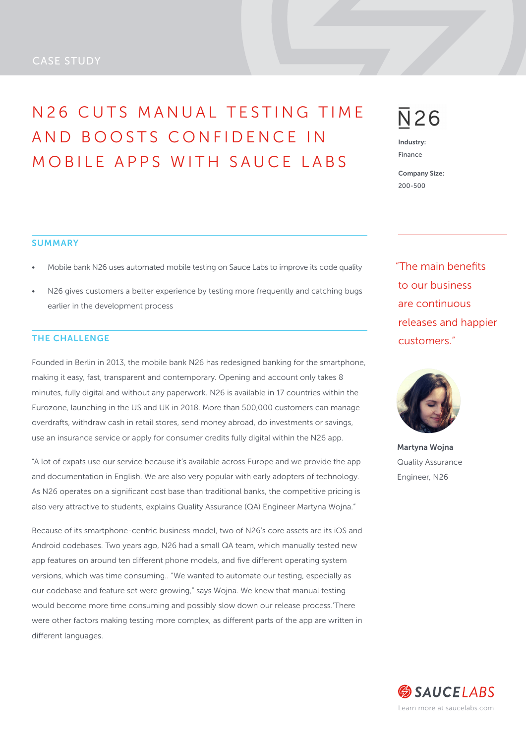CASE STUDY

# N26 CUTS MANUAL TESTING TIME AND BOOSTS CONFIDENCE IN MOBILE APPS WITH SAUCE LABS

N26

**Industry:**
Finance

**Company Size:**
200-500

## SUMMARY

- Mobile bank N26 uses automated mobile testing on Sauce Labs to improve its code quality
- N26 gives customers a better experience by testing more frequently and catching bugs earlier in the development process

## THE CHALLENGE

Founded in Berlin in 2013, the mobile bank N26 has redesigned banking for the smartphone, making it easy, fast, transparent and contemporary. Opening and account only takes 8 minutes, fully digital and without any paperwork. N26 is available in 17 countries within the Eurozone, launching in the US and UK in 2018. More than 500,000 customers can manage overdrafts, withdraw cash in retail stores, send money abroad, do investments or savings, use an insurance service or apply for consumer credits fully digital within the N26 app.

"A lot of expats use our service because it's available across Europe and we provide the app and documentation in English. We are also very popular with early adopters of technology. As N26 operates on a significant cost base than traditional banks, the competitive pricing is also very attractive to students, explains Quality Assurance (QA) Engineer Martyna Wojna."

Because of its smartphone-centric business model, two of N26's core assets are its iOS and Android codebases. Two years ago, N26 had a small QA team, which manually tested new app features on around ten different phone models, and five different operating system versions, which was time consuming.. "We wanted to automate our testing, especially as our codebase and feature set were growing," says Wojna. We knew that manual testing would become more time consuming and possibly slow down our release process.'There were other factors making testing more complex, as different parts of the app are written in different languages.

"The main benefits to our business are continuous releases and happier customers."

**Martyna Wojna**
Quality Assurance Engineer, N26

SAUCELABS
Learn more at saucelabs.com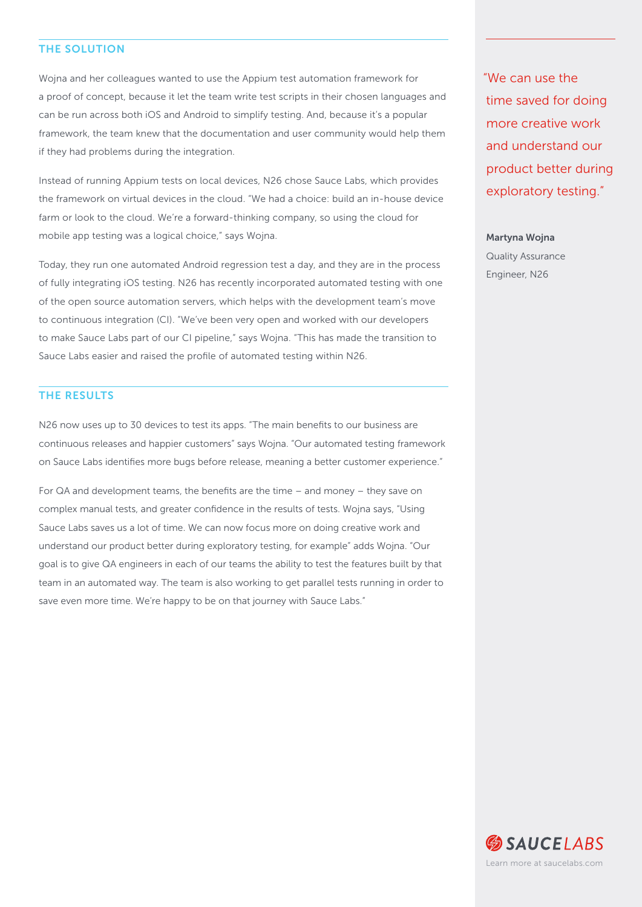## THE SOLUTION

Wojna and her colleagues wanted to use the Appium test automation framework for a proof of concept, because it let the team write test scripts in their chosen languages and can be run across both iOS and Android to simplify testing. And, because it's a popular framework, the team knew that the documentation and user community would help them if they had problems during the integration.

Instead of running Appium tests on local devices, N26 chose Sauce Labs, which provides the framework on virtual devices in the cloud. "We had a choice: build an in-house device farm or look to the cloud. We're a forward-thinking company, so using the cloud for mobile app testing was a logical choice," says Wojna.

Today, they run one automated Android regression test a day, and they are in the process of fully integrating iOS testing. N26 has recently incorporated automated testing with one of the open source automation servers, which helps with the development team's move to continuous integration (CI). "We've been very open and worked with our developers to make Sauce Labs part of our CI pipeline," says Wojna. "This has made the transition to Sauce Labs easier and raised the profile of automated testing within N26.

## THE RESULTS

N26 now uses up to 30 devices to test its apps. "The main benefits to our business are continuous releases and happier customers" says Wojna. "Our automated testing framework on Sauce Labs identifies more bugs before release, meaning a better customer experience."

For QA and development teams, the benefits are the time – and money – they save on complex manual tests, and greater confidence in the results of tests. Wojna says, "Using Sauce Labs saves us a lot of time. We can now focus more on doing creative work and understand our product better during exploratory testing, for example" adds Wojna. "Our goal is to give QA engineers in each of our teams the ability to test the features built by that team in an automated way. The team is also working to get parallel tests running in order to save even more time. We're happy to be on that journey with Sauce Labs."

"We can use the time saved for doing more creative work and understand our product better during exploratory testing."

**Martyna Wojna**
Quality Assurance Engineer, N26

SAUCELABS

Learn more at saucelabs.com